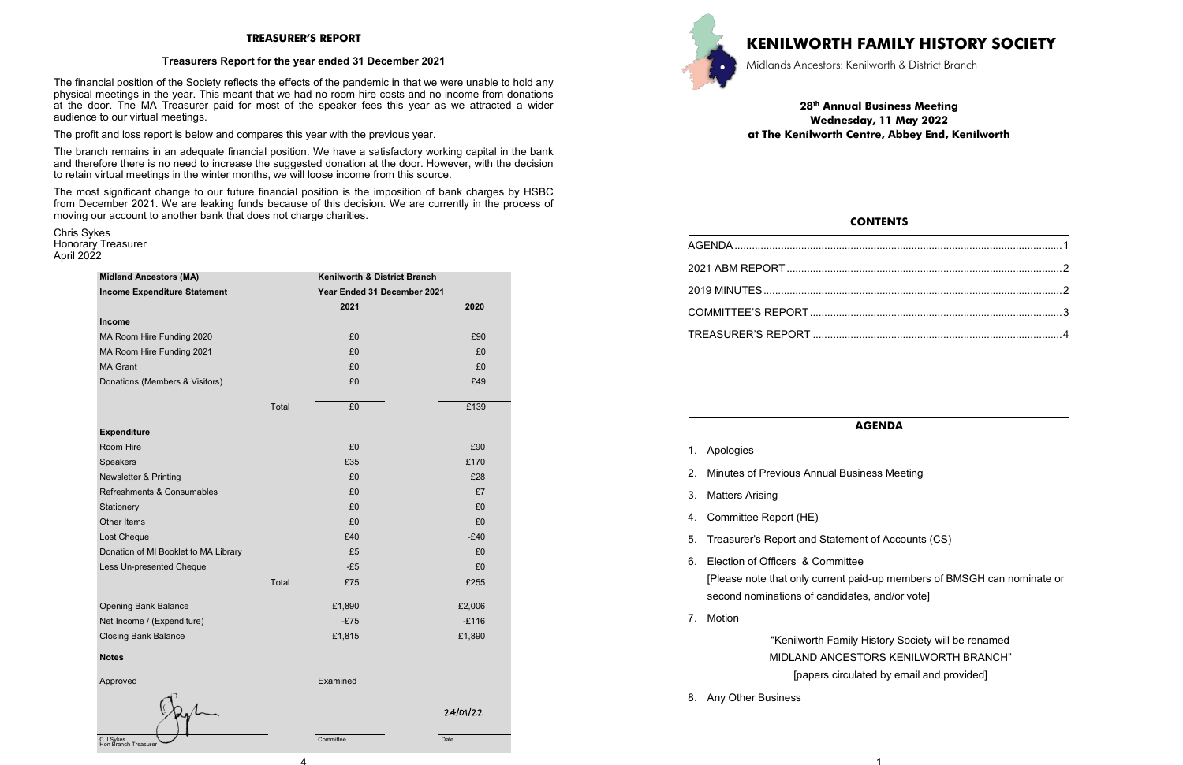## TREASURER'S REPORT

### Treasurers Report for the year ended 31 December 2021

The financial position of the Society reflects the effects of the pandemic in that we were unable to hold any physical meetings in the year. This meant that we had no room hire costs and no income from donations at the door. The MA Treasurer paid for most of the speaker fees this year as we attracted a wider audience to our virtual meetings.

The profit and loss report is below and compares this year with the previous year.

The branch remains in an adequate financial position. We have a satisfactory working capital in the bank and therefore there is no need to increase the suggested donation at the door. However, with the decision to retain virtual meetings in the winter months, we will loose income from this source.

The most significant change to our future financial position is the imposition of bank charges by HSBC from December 2021. We are leaking funds because of this decision. We are currently in the process of moving our account to another bank that does not charge charities.

Chris Sykes
Honorary Treasurer
April 2022

| Midland Ancestors (MA) | | Kenilworth & District Branch | |
|---|---|---|---|
| **Income Expenditure Statement** | | **Year Ended 31 December 2021** | |
| | | **2021** | **2020** |
| **Income** | | | |
| MA Room Hire Funding 2020 | | £0 | £90 |
| MA Room Hire Funding 2021 | | £0 | £0 |
| MA Grant | | £0 | £0 |
| Donations (Members & Visitors) | | £0 | £49 |
| | Total | £0 | £139 |
| **Expenditure** | | | |
| Room Hire | | £0 | £90 |
| Speakers | | £35 | £170 |
| Newsletter & Printing | | £0 | £28 |
| Refreshments & Consumables | | £0 | £7 |
| Stationery | | £0 | £0 |
| Other Items | | £0 | £0 |
| Lost Cheque | | £40 | -£40 |
| Donation of MI Booklet to MA Library | | £5 | £0 |
| Less Un-presented Cheque | | -£5 | £0 |
| | Total | £75 | £255 |
| Opening Bank Balance | | £1,890 | £2,006 |
| Net Income / (Expenditure) | | -£75 | -£116 |
| Closing Bank Balance | | £1,815 | £1,890 |

**Notes**

Approved — C J Sykes, Hon Branch Treasurer

Examined — Committee

Date: 24/01/22

# KENILWORTH FAMILY HISTORY SOCIETY

Midlands Ancestors: Kenilworth & District Branch

**28th Annual Business Meeting**
**Wednesday, 11 May 2022**
**at The Kenilworth Centre, Abbey End, Kenilworth**

## CONTENTS

| | |
|---|---|
| AGENDA | 1 |
| 2021 ABM REPORT | 2 |
| 2019 MINUTES | 2 |
| COMMITTEE'S REPORT | 3 |
| TREASURER'S REPORT | 4 |

## AGENDA

1. Apologies
2. Minutes of Previous Annual Business Meeting
3. Matters Arising
4. Committee Report (HE)
5. Treasurer's Report and Statement of Accounts (CS)
6. Election of Officers & Committee
   [Please note that only current paid-up members of BMSGH can nominate or second nominations of candidates, and/or vote]
7. Motion

   "Kenilworth Family History Society will be renamed
   MIDLAND ANCESTORS KENILWORTH BRANCH"
   [papers circulated by email and provided]
8. Any Other Business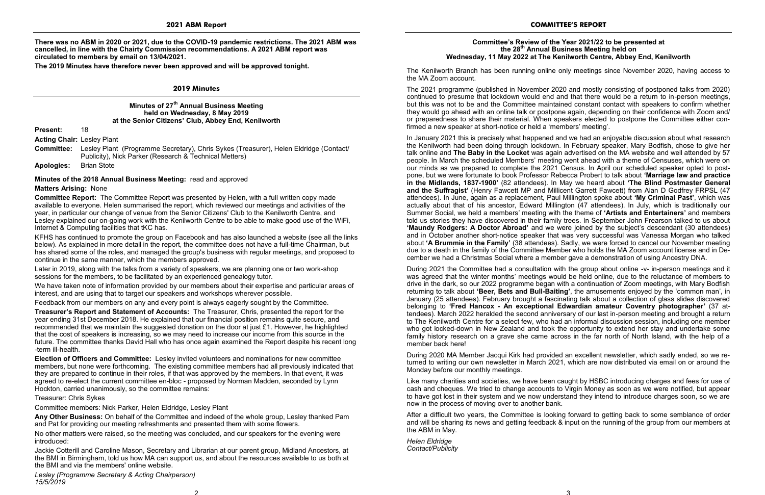## 2021 ABM Report

**There was no ABM in 2020 or 2021, due to the COVID-19 pandemic restrictions. The 2021 ABM was cancelled, in line with the Chairty Commission recommendations. A 2021 ABM report was circulated to members by email on 13/04/2021.**

**The 2019 Minutes have therefore never been approved and will be approved tonight.**

## 2019 Minutes

### Minutes of 27th Annual Business Meeting held on Wednesday, 8 May 2019 at the Senior Citizens' Club, Abbey End, Kenilworth

**Present:** 18

**Acting Chair:** Lesley Plant

**Committee:** Lesley Plant (Programme Secretary), Chris Sykes (Treasurer), Helen Eldridge (Contact/ Publicity), Nick Parker (Research & Technical Matters)

**Apologies:** Brian Stote

**Minutes of the 2018 Annual Business Meeting:** read and approved

**Matters Arising:** None

**Committee Report:** The Committee Report was presented by Helen, with a full written copy made available to everyone. Helen summarised the report, which reviewed our meetings and activities of the year, in particular our change of venue from the Senior Citizens' Club to the Kenilworth Centre, and Lesley explained our on-going work with the Kenilworth Centre to be able to make good use of the WiFi, Internet & Computing facilities that tKC has.

KFHS has continued to promote the group on Facebook and has also launched a website (see all the links below). As explained in more detail in the report, the committee does not have a full-time Chairman, but has shared some of the roles, and managed the group's business with regular meetings, and proposed to continue in the same manner, which the members approved.

Later in 2019, along with the talks from a variety of speakers, we are planning one or two work-shop sessions for the members, to be facilitated by an experienced genealogy tutor.

We have taken note of information provided by our members about their expertise and particular areas of interest, and are using that to target our speakers and workshops wherever possible.

Feedback from our members on any and every point is always eagerly sought by the Committee.

**Treasurer's Report and Statement of Accounts:** The Treasurer, Chris, presented the report for the year ending 31st December 2018. He explained that our financial position remains quite secure, and recommended that we maintain the suggested donation on the door at just £1. However, he highlighted that the cost of speakers is increasing, so we may need to increase our income from this source in the future. The committee thanks David Hall who has once again examined the Report despite his recent long -term ill-health.

**Election of Officers and Committee:** Lesley invited volunteers and nominations for new committee members, but none were forthcoming. The existing committee members had all previously indicated that they are prepared to continue in their roles, if that was approved by the members. In that event, it was agreed to re-elect the current committee en-bloc - proposed by Norman Madden, seconded by Lynn Hockton, carried unanimously, so the committee remains:

Treasurer: Chris Sykes

Committee members: Nick Parker, Helen Eldridge, Lesley Plant

**Any Other Business:** On behalf of the Committee and indeed of the whole group, Lesley thanked Pam and Pat for providing our meeting refreshments and presented them with some flowers.

No other matters were raised, so the meeting was concluded, and our speakers for the evening were introduced:

Jackie Cotterill and Caroline Mason, Secretary and Librarian at our parent group, Midland Ancestors, at the BMI in Birmingham, told us how MA can support us, and about the resources available to us both at the BMI and via the members' online website.

*Lesley (Programme Secretary & Acting Chairperson)*
*15/5/2019*

## COMMITTEE'S REPORT

### Committee's Review of the Year 2021/22 to be presented at the 28th Annual Business Meeting held on Wednesday, 11 May 2022 at The Kenilworth Centre, Abbey End, Kenilworth

The Kenilworth Branch has been running online only meetings since November 2020, having access to the MA Zoom account.

The 2021 programme (published in November 2020 and mostly consisting of postponed talks from 2020) continued to presume that lockdown would end and that there would be a return to in-person meetings, but this was not to be and the Committee maintained constant contact with speakers to confirm whether they would go ahead with an online talk or postpone again, depending on their confidence with Zoom and/ or preparedness to share their material. When speakers elected to postpone the Committee either confirmed a new speaker at short-notice or held a 'members' meeting'.

In January 2021 this is precisely what happened and we had an enjoyable discussion about what research the Kenilworth had been doing through lockdown. In February speaker, Mary Bodfish, chose to give her talk online and **The Baby in the Locket** was again advertised on the MA website and well attended by 57 people. In March the scheduled Members' meeting went ahead with a theme of Censuses, which were on our minds as we prepared to complete the 2021 Census. In April our scheduled speaker opted to postpone, but we were fortunate to book Professor Rebecca Probert to talk about **'Marriage law and practice in the Midlands, 1837-1900'** (82 attendees). In May we heard about **'The Blind Postmaster General and the Suffragist'** (Henry Fawcett MP and Millicent Garrett Fawcett) from Alan D Godfrey FRPSL (47 attendees). In June, again as a replacement, Paul Millington spoke about **'My Criminal Past'**, which was actually about that of his ancestor, Edward Millington (47 attendees). In July, which is traditionally our Summer Social, we held a members' meeting with the theme of **'Artists and Entertainers'** and members told us stories they have discovered in their family trees. In September John Frearson talked to us about **'Maundy Rodgers: A Doctor Abroad'** and we were joined by the subject's descendant (30 attendees) and in October another short-notice speaker that was very successful was Vanessa Morgan who talked about **'A Brummie in the Family'** (38 attendees). Sadly, we were forced to cancel our November meeting due to a death in the family of the Committee Member who holds the MA Zoom account license and in December we had a Christmas Social where a member gave a demonstration of using Ancestry DNA.

During 2021 the Committee had a consultation with the group about online -v- in-person meetings and it was agreed that the winter months' meetings would be held online, due to the reluctance of members to drive in the dark, so our 2022 programme began with a continuation of Zoom meetings, with Mary Bodfish returning to talk about **'Beer, Bets and Bull-Baiting'**, the amusements enjoyed by the 'common man', in January (25 attendees). February brought a fascinating talk about a collection of glass slides discovered belonging to **'Fred Hancox - An exceptional Edwardian amateur Coventry photographer'** (37 attendees). March 2022 heralded the second anniversary of our last in-person meeting and brought a return to The Kenilworth Centre for a select few, who had an informal discussion session, including one member who got locked-down in New Zealand and took the opportunity to extend her stay and undertake some family history research on a grave she came across in the far north of North Island, with the help of a member back here!

During 2020 MA Member Jacqui Kirk had provided an excellent newsletter, which sadly ended, so we returned to writing our own newsletter in March 2021, which are now distributed via email on or around the Monday before our monthly meetings.

Like many charities and societies, we have been caught by HSBC introducing charges and fees for use of cash and cheques. We tried to change accounts to Virgin Money as soon as we were notified, but appear to have got lost in their system and we now understand they intend to introduce charges soon, so we are now in the process of moving over to another bank.

After a difficult two years, the Committee is looking forward to getting back to some semblance of order and will be sharing its news and getting feedback & input on the running of the group from our members at the ABM in May.

*Helen Eldridge*
*Contact/Publicity*